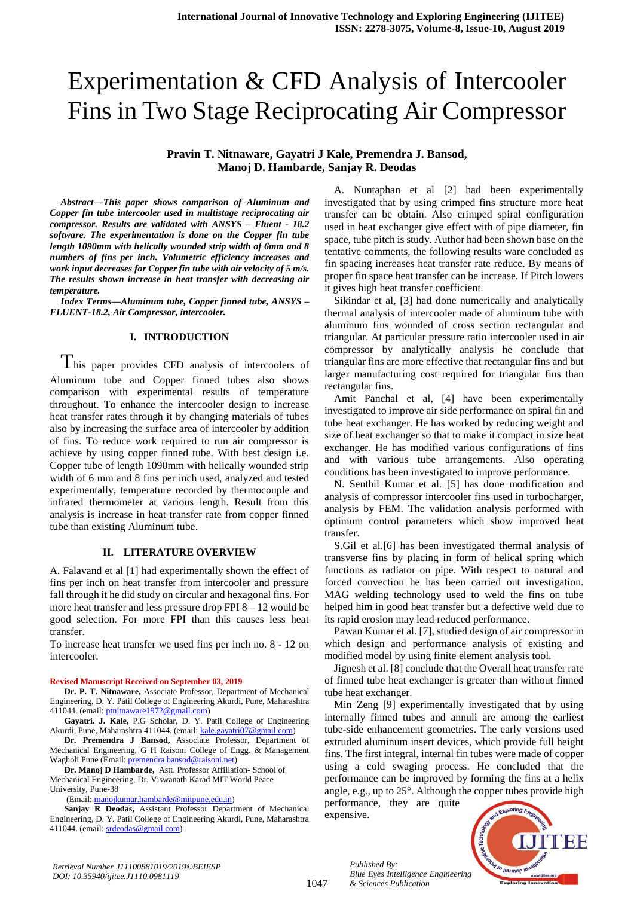# Experimentation & CFD Analysis of Intercooler Fins in Two Stage Reciprocating Air Compressor

**Pravin T. Nitnaware, Gayatri J Kale, Premendra J. Bansod, Manoj D. Hambarde, Sanjay R. Deodas**

***Abstract*—*This paper shows comparison of Aluminum and Copper fin tube intercooler used in multistage reciprocating air compressor. Results are validated with ANSYS – Fluent - 18.2 software. The experimentation is done on the Copper fin tube length 1090mm with helically wounded strip width of 6mm and 8 numbers of fins per inch. Volumetric efficiency increases and work input decreases for Copper fin tube with air velocity of 5 m/s. The results shown increase in heat transfer with decreasing air temperature.***

***Index Terms*—*Aluminum tube, Copper finned tube, ANSYS – FLUENT-18.2, Air Compressor, intercooler.***

## I. INTRODUCTION

This paper provides CFD analysis of intercoolers of Aluminum tube and Copper finned tubes also shows comparison with experimental results of temperature throughout. To enhance the intercooler design to increase heat transfer rates through it by changing materials of tubes also by increasing the surface area of intercooler by addition of fins. To reduce work required to run air compressor is achieve by using copper finned tube. With best design i.e. Copper tube of length 1090mm with helically wounded strip width of 6 mm and 8 fins per inch used, analyzed and tested experimentally, temperature recorded by thermocouple and infrared thermometer at various length. Result from this analysis is increase in heat transfer rate from copper finned tube than existing Aluminum tube.

## II. LITERATURE OVERVIEW

A. Falavand et al [1] had experimentally shown the effect of fins per inch on heat transfer from intercooler and pressure fall through it he did study on circular and hexagonal fins. For more heat transfer and less pressure drop FPI 8 – 12 would be good selection. For more FPI than this causes less heat transfer.

To increase heat transfer we used fins per inch no. 8 - 12 on intercooler.

**Revised Manuscript Received on September 03, 2019**

**Dr. P. T. Nitnaware,** Associate Professor, Department of Mechanical Engineering, D. Y. Patil College of Engineering Akurdi, Pune, Maharashtra 411044. (email: ptnitnaware1972@gmail.com)

**Gayatri. J. Kale,** P.G Scholar, D. Y. Patil College of Engineering Akurdi, Pune, Maharashtra 411044. (email: kale.gayatri07@gmail.com)

**Dr. Premendra J Bansod,** Associate Professor, Department of Mechanical Engineering, G H Raisoni College of Engg. & Management Wagholi Pune (Email: premendra.bansod@raisoni.net)

**Dr. Manoj D Hambarde,** Astt. Professor Affiliation- School of Mechanical Engineering, Dr. Viswanath Karad MIT World Peace University, Pune-38 (Email: manojkumar.hambarde@mitpune.edu.in)

**Sanjay R Deodas,** Assistant Professor Department of Mechanical Engineering, D. Y. Patil College of Engineering Akurdi, Pune, Maharashtra 411044. (email: srdeodas@gmail.com)

A. Nuntaphan et al [2] had been experimentally investigated that by using crimped fins structure more heat transfer can be obtain. Also crimped spiral configuration used in heat exchanger give effect with of pipe diameter, fin space, tube pitch is study. Author had been shown base on the tentative comments, the following results ware concluded as fin spacing increases heat transfer rate reduce. By means of proper fin space heat transfer can be increase. If Pitch lowers it gives high heat transfer coefficient.

Sikindar et al, [3] had done numerically and analytically thermal analysis of intercooler made of aluminum tube with aluminum fins wounded of cross section rectangular and triangular. At particular pressure ratio intercooler used in air compressor by analytically analysis he conclude that triangular fins are more effective that rectangular fins and but larger manufacturing cost required for triangular fins than rectangular fins.

Amit Panchal et al, [4] have been experimentally investigated to improve air side performance on spiral fin and tube heat exchanger. He has worked by reducing weight and size of heat exchanger so that to make it compact in size heat exchanger. He has modified various configurations of fins and with various tube arrangements. Also operating conditions has been investigated to improve performance.

N. Senthil Kumar et al. [5] has done modification and analysis of compressor intercooler fins used in turbocharger, analysis by FEM. The validation analysis performed with optimum control parameters which show improved heat transfer.

S.Gil et al.[6] has been investigated thermal analysis of transverse fins by placing in form of helical spring which functions as radiator on pipe. With respect to natural and forced convection he has been carried out investigation. MAG welding technology used to weld the fins on tube helped him in good heat transfer but a defective weld due to its rapid erosion may lead reduced performance.

Pawan Kumar et al. [7], studied design of air compressor in which design and performance analysis of existing and modified model by using finite element analysis tool.

Jignesh et al. [8] conclude that the Overall heat transfer rate of finned tube heat exchanger is greater than without finned tube heat exchanger.

Min Zeng [9] experimentally investigated that by using internally finned tubes and annuli are among the earliest tube-side enhancement geometries. The early versions used extruded aluminum insert devices, which provide full height fins. The first integral, internal fin tubes were made of copper using a cold swaging process. He concluded that the performance can be improved by forming the fins at a helix angle, e.g., up to 25°. Although the copper tubes provide high performance, they are quite expensive.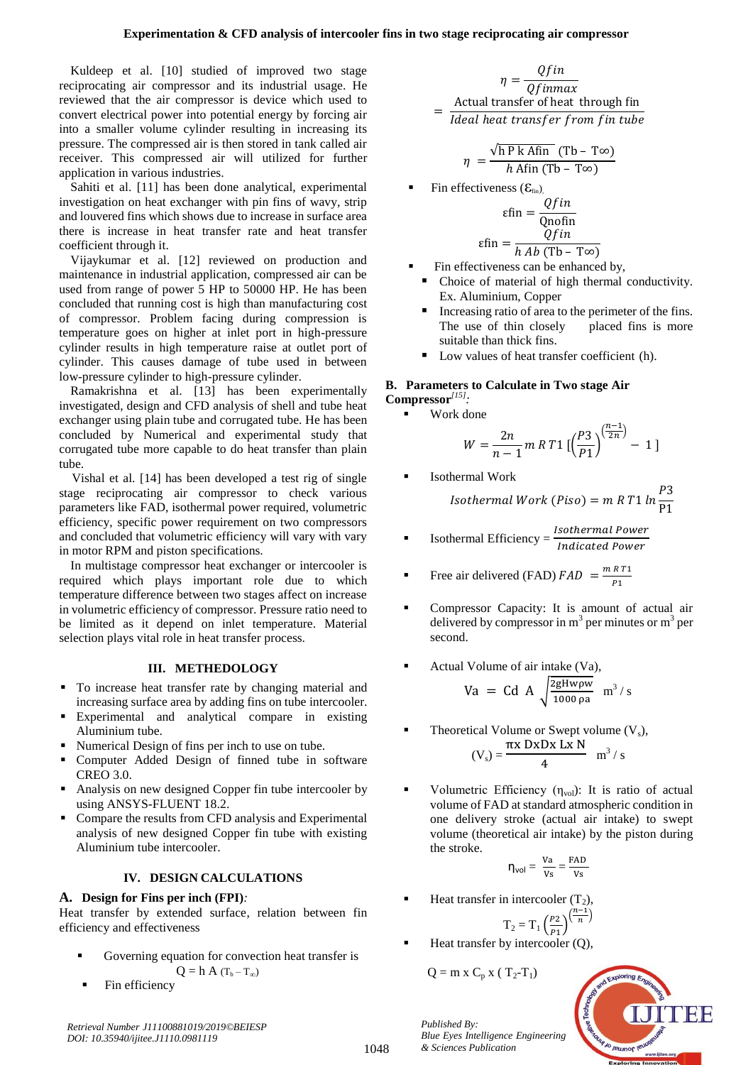Kuldeep et al. [10] studied of improved two stage reciprocating air compressor and its industrial usage. He reviewed that the air compressor is device which used to convert electrical power into potential energy by forcing air into a smaller volume cylinder resulting in increasing its pressure. The compressed air is then stored in tank called air receiver. This compressed air will utilized for further application in various industries.

Sahiti et al. [11] has been done analytical, experimental investigation on heat exchanger with pin fins of wavy, strip and louvered fins which shows due to increase in surface area there is increase in heat transfer rate and heat transfer coefficient through it.

Vijaykumar et al. [12] reviewed on production and maintenance in industrial application, compressed air can be used from range of power 5 HP to 50000 HP. He has been concluded that running cost is high than manufacturing cost of compressor. Problem facing during compression is temperature goes on higher at inlet port in high-pressure cylinder results in high temperature raise at outlet port of cylinder. This causes damage of tube used in between low-pressure cylinder to high-pressure cylinder.

Ramakrishna et al. [13] has been experimentally investigated, design and CFD analysis of shell and tube heat exchanger using plain tube and corrugated tube. He has been concluded by Numerical and experimental study that corrugated tube more capable to do heat transfer than plain tube.

Vishal et al. [14] has been developed a test rig of single stage reciprocating air compressor to check various parameters like FAD, isothermal power required, volumetric efficiency, specific power requirement on two compressors and concluded that volumetric efficiency will vary with vary in motor RPM and piston specifications.

In multistage compressor heat exchanger or intercooler is required which plays important role due to which temperature difference between two stages affect on increase in volumetric efficiency of compressor. Pressure ratio need to be limited as it depend on inlet temperature. Material selection plays vital role in heat transfer process.

## III. METHEDOLOGY

- To increase heat transfer rate by changing material and increasing surface area by adding fins on tube intercooler.
- Experimental and analytical compare in existing Aluminium tube.
- Numerical Design of fins per inch to use on tube.
- Computer Added Design of finned tube in software CREO 3.0.
- Analysis on new designed Copper fin tube intercooler by using ANSYS-FLUENT 18.2.
- Compare the results from CFD analysis and Experimental analysis of new designed Copper fin tube with existing Aluminium tube intercooler.

## IV. DESIGN CALCULATIONS

### A. Design for Fins per inch (FPI):

Heat transfer by extended surface, relation between fin efficiency and effectiveness

- Governing equation for convection heat transfer is
$$Q = h\,A\,(T_b - T_\infty)$$
- Fin efficiency
$$\eta = \frac{Qfin}{Qfinmax} = \frac{\text{Actual transfer of heat through fin}}{\textit{Ideal heat transfer from fin tube}}$$
$$\eta = \frac{\sqrt{h\,P\,k\,Afin}\ (Tb - T\infty)}{h\,Afin\ (Tb - T\infty)}$$
- Fin effectiveness ($\varepsilon_{fin}$)
$$\varepsilon fin = \frac{Qfin}{Qnofin}$$
$$\varepsilon fin = \frac{Qfin}{h\,Ab\ (Tb - T\infty)}$$
- Fin effectiveness can be enhanced by,
  - Choice of material of high thermal conductivity. Ex. Aluminium, Copper
  - Increasing ratio of area to the perimeter of the fins. The use of thin closely placed fins is more suitable than thick fins.
  - Low values of heat transfer coefficient (h).

### B. Parameters to Calculate in Two stage Air Compressor[15]:

- Work done
$$W = \frac{2n}{n-1}\, m\,R\,T1\left[\left(\frac{P3}{P1}\right)^{\left(\frac{n-1}{2n}\right)} - 1\right]$$
- Isothermal Work
$$\textit{Isothermal Work (Piso)} = m\,R\,T1\,ln\frac{P3}{P1}$$
- Isothermal Efficiency $= \dfrac{\textit{Isothermal Power}}{\textit{Indicated Power}}$
- Free air delivered (FAD) $FAD = \dfrac{m\,R\,T1}{P1}$
- Compressor Capacity: It is amount of actual air delivered by compressor in $m^3$ per minutes or $m^3$ per second.
- Actual Volume of air intake (Va),
$$Va = Cd\ A\ \sqrt{\frac{2gHw\rho w}{1000\,\rho a}}\quad m^3/s$$
- Theoretical Volume or Swept volume ($V_s$),
$$(V_s) = \frac{\pi x\ DxDx\ Lx\ N}{4}\quad m^3/s$$
- Volumetric Efficiency ($\eta_{vol}$): It is ratio of actual volume of FAD at standard atmospheric condition in one delivery stroke (actual air intake) to swept volume (theoretical air intake) by the piston during the stroke.
$$\eta_{vol} = \frac{Va}{Vs} = \frac{FAD}{Vs}$$
- Heat transfer in intercooler ($T_2$),
$$T_2 = T_1\left(\frac{P2}{P1}\right)^{\left(\frac{n-1}{n}\right)}$$
- Heat transfer by intercooler (Q),
$$Q = m\ x\ C_p\ x\ (T_2 - T_1)$$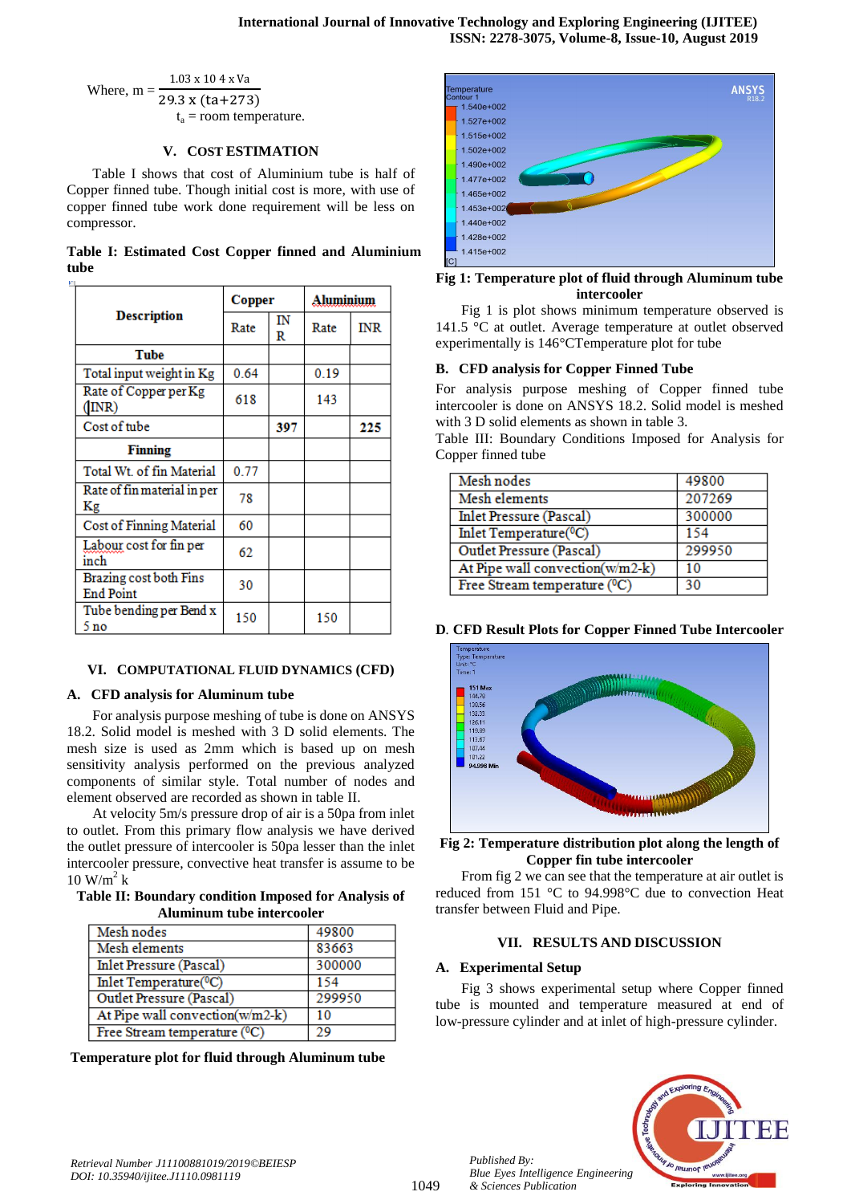$$\text{Where, } m = \frac{1.03 \times 10\ 4 \times Va}{29.3 \times (ta+273)}$$

$t_a$ = room temperature.

## V. COST ESTIMATION

Table I shows that cost of Aluminium tube is half of Copper finned tube. Though initial cost is more, with use of copper finned tube work done requirement will be less on compressor.

**Table I: Estimated Cost Copper finned and Aluminium tube**

| Description | Copper | | Aluminium | |
|---|---|---|---|---|
| | Rate | INR | Rate | INR |
| **Tube** | | | | |
| Total input weight in Kg | 0.64 | | 0.19 | |
| Rate of Copper per Kg (INR) | 618 | | 143 | |
| Cost of tube | | **397** | | **225** |
| **Finning** | | | | |
| Total Wt. of fin Material | 0.77 | | | |
| Rate of fin material in per Kg | 78 | | | |
| Cost of Finning Material | 60 | | | |
| Labour cost for fin per inch | 62 | | | |
| Brazing cost both Fins End Point | 30 | | | |
| Tube bending per Bend x 5 no | 150 | | 150 | |

## VI. COMPUTATIONAL FLUID DYNAMICS (CFD)

### A. CFD analysis for Aluminum tube

For analysis purpose meshing of tube is done on ANSYS 18.2. Solid model is meshed with 3 D solid elements. The mesh size is used as 2mm which is based up on mesh sensitivity analysis performed on the previous analyzed components of similar style. Total number of nodes and element observed are recorded as shown in table II.

At velocity 5m/s pressure drop of air is a 50pa from inlet to outlet. From this primary flow analysis we have derived the outlet pressure of intercooler is 50pa lesser than the inlet intercooler pressure, convective heat transfer is assume to be 10 W/m$^2$ k

**Table II: Boundary condition Imposed for Analysis of Aluminum tube intercooler**

| | |
|---|---|
| Mesh nodes | 49800 |
| Mesh elements | 83663 |
| Inlet Pressure (Pascal) | 300000 |
| Inlet Temperature(⁰C) | 154 |
| Outlet Pressure (Pascal) | 299950 |
| At Pipe wall convection(w/m2-k) | 10 |
| Free Stream temperature (⁰C) | 29 |

**Temperature plot for fluid through Aluminum tube**

**Fig 1: Temperature plot of fluid through Aluminum tube intercooler**

Fig 1 is plot shows minimum temperature observed is 141.5 °C at outlet. Average temperature at outlet observed experimentally is 146°CTemperature plot for tube

### B. CFD analysis for Copper Finned Tube

For analysis purpose meshing of Copper finned tube intercooler is done on ANSYS 18.2. Solid model is meshed with 3 D solid elements as shown in table 3.

Table III: Boundary Conditions Imposed for Analysis for Copper finned tube

| | |
|---|---|
| Mesh nodes | 49800 |
| Mesh elements | 207269 |
| Inlet Pressure (Pascal) | 300000 |
| Inlet Temperature(⁰C) | 154 |
| Outlet Pressure (Pascal) | 299950 |
| At Pipe wall convection(w/m2-k) | 10 |
| Free Stream temperature (⁰C) | 30 |

### D. CFD Result Plots for Copper Finned Tube Intercooler

**Fig 2: Temperature distribution plot along the length of Copper fin tube intercooler**

From fig 2 we can see that the temperature at air outlet is reduced from 151 °C to 94.998°C due to convection Heat transfer between Fluid and Pipe.

## VII. RESULTS AND DISCUSSION

### A. Experimental Setup

Fig 3 shows experimental setup where Copper finned tube is mounted and temperature measured at end of low-pressure cylinder and at inlet of high-pressure cylinder.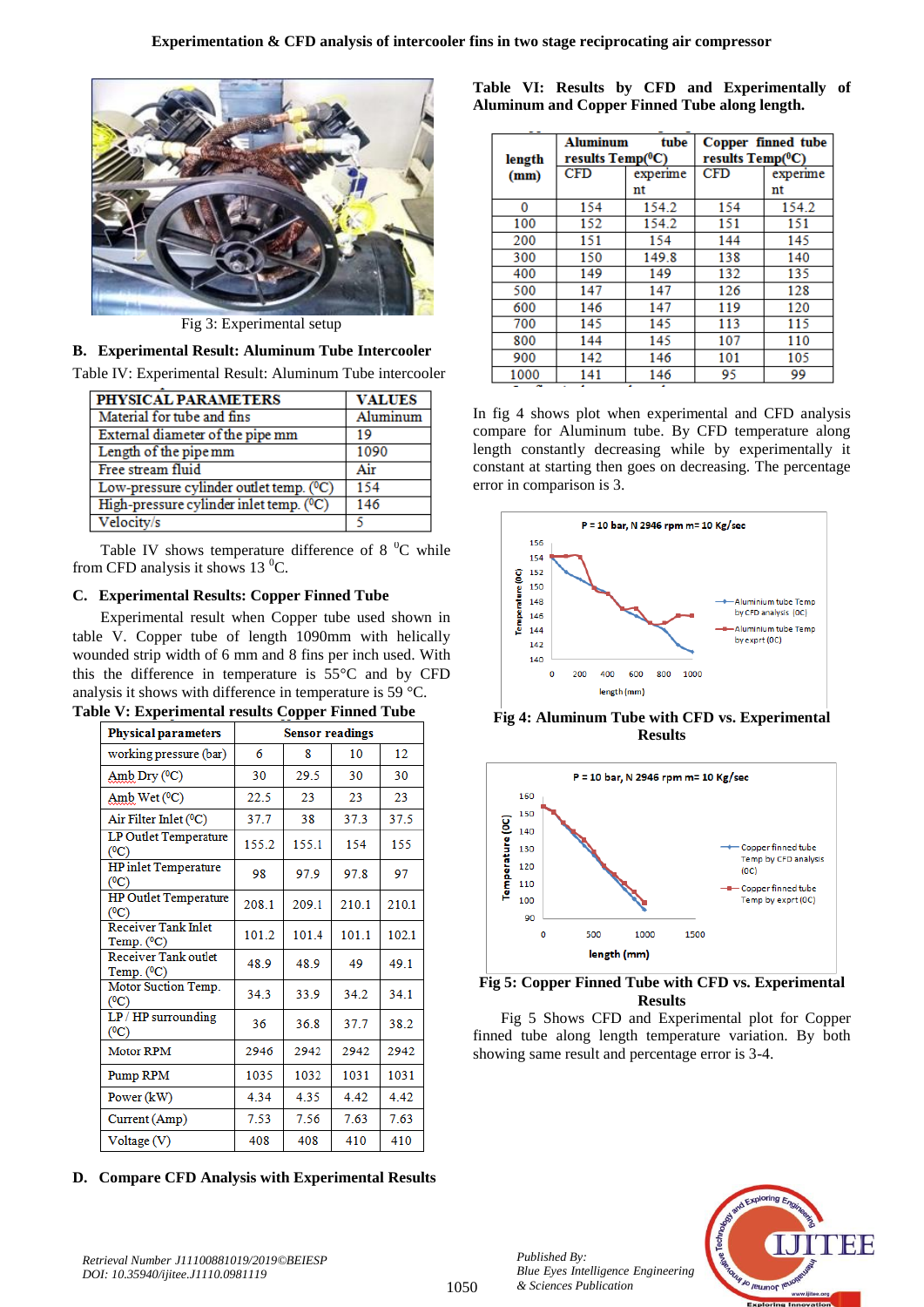Fig 3: Experimental setup

### B. Experimental Result: Aluminum Tube Intercooler

Table IV: Experimental Result: Aluminum Tube intercooler

| PHYSICAL PARAMETERS | VALUES |
|---|---|
| Material for tube and fins | Aluminum |
| External diameter of the pipe mm | 19 |
| Length of the pipe mm | 1090 |
| Free stream fluid | Air |
| Low-pressure cylinder outlet temp. (⁰C) | 154 |
| High-pressure cylinder inlet temp. (⁰C) | 146 |
| Velocity/s | 5 |

Table IV shows temperature difference of 8 ⁰C while from CFD analysis it shows 13 ⁰C.

### C. Experimental Results: Copper Finned Tube

Experimental result when Copper tube used shown in table V. Copper tube of length 1090mm with helically wounded strip width of 6 mm and 8 fins per inch used. With this the difference in temperature is 55°C and by CFD analysis it shows with difference in temperature is 59 °C.

**Table V: Experimental results Copper Finned Tube**

| Physical parameters | Sensor readings | | | |
|---|---|---|---|---|
| working pressure (bar) | 6 | 8 | 10 | 12 |
| Amb Dry (⁰C) | 30 | 29.5 | 30 | 30 |
| Amb Wet (⁰C) | 22.5 | 23 | 23 | 23 |
| Air Filter Inlet (⁰C) | 37.7 | 38 | 37.3 | 37.5 |
| LP Outlet Temperature (⁰C) | 155.2 | 155.1 | 154 | 155 |
| HP inlet Temperature (⁰C) | 98 | 97.9 | 97.8 | 97 |
| HP Outlet Temperature (⁰C) | 208.1 | 209.1 | 210.1 | 210.1 |
| Receiver Tank Inlet Temp. (⁰C) | 101.2 | 101.4 | 101.1 | 102.1 |
| Receiver Tank outlet Temp. (⁰C) | 48.9 | 48.9 | 49 | 49.1 |
| Motor Suction Temp. (⁰C) | 34.3 | 33.9 | 34.2 | 34.1 |
| LP / HP surrounding (⁰C) | 36 | 36.8 | 37.7 | 38.2 |
| Motor RPM | 2946 | 2942 | 2942 | 2942 |
| Pump RPM | 1035 | 1032 | 1031 | 1031 |
| Power (kW) | 4.34 | 4.35 | 4.42 | 4.42 |
| Current (Amp) | 7.53 | 7.56 | 7.63 | 7.63 |
| Voltage (V) | 408 | 408 | 410 | 410 |

### D. Compare CFD Analysis with Experimental Results

**Table VI: Results by CFD and Experimentally of Aluminum and Copper Finned Tube along length.**

| length (mm) | Aluminum tube results Temp(⁰C) | | Copper finned tube results Temp(⁰C) | |
|---|---|---|---|---|
| | CFD | experiment | CFD | experiment |
| 0 | 154 | 154.2 | 154 | 154.2 |
| 100 | 152 | 154.2 | 151 | 151 |
| 200 | 151 | 154 | 144 | 145 |
| 300 | 150 | 149.8 | 138 | 140 |
| 400 | 149 | 149 | 132 | 135 |
| 500 | 147 | 147 | 126 | 128 |
| 600 | 146 | 147 | 119 | 120 |
| 700 | 145 | 145 | 113 | 115 |
| 800 | 144 | 145 | 107 | 110 |
| 900 | 142 | 146 | 101 | 105 |
| 1000 | 141 | 146 | 95 | 99 |

In fig 4 shows plot when experimental and CFD analysis compare for Aluminum tube. By CFD temperature along length constantly decreasing while by experimentally it constant at starting then goes on decreasing. The percentage error in comparison is 3.

**Fig 4: Aluminum Tube with CFD vs. Experimental Results**

**Fig 5: Copper Finned Tube with CFD vs. Experimental Results**

Fig 5 Shows CFD and Experimental plot for Copper finned tube along length temperature variation. By both showing same result and percentage error is 3-4.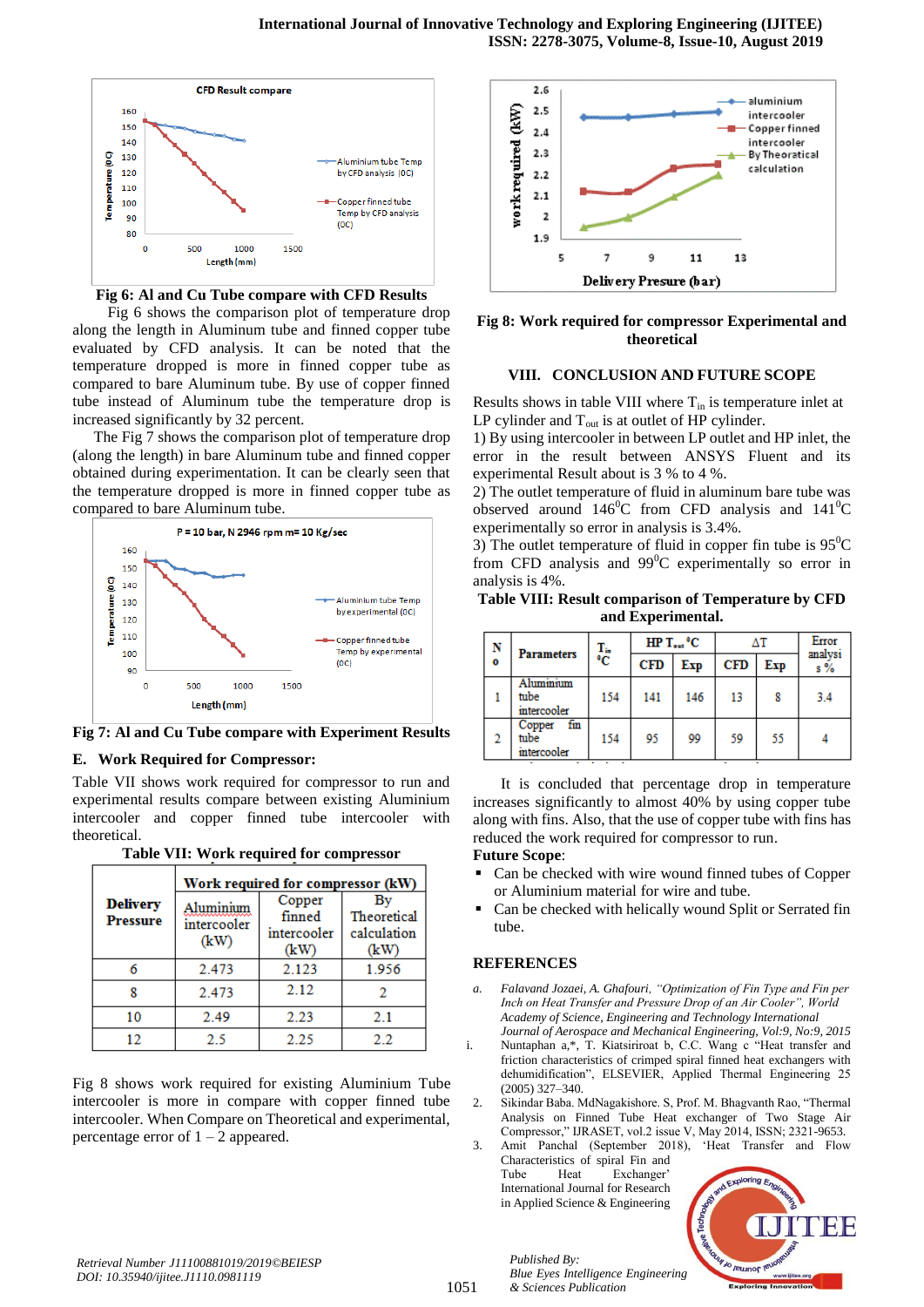Fig 6: Al and Cu Tube compare with CFD Results

Fig 6 shows the comparison plot of temperature drop along the length in Aluminum tube and finned copper tube evaluated by CFD analysis. It can be noted that temperature dropped is more in finned copper tube as compared to bare Aluminum tube. By use of copper finned tube instead of Aluminum tube the temperature drop is increased significantly by 32 percent.

The Fig 7 shows the comparison plot of temperature drop (along the length) in bare Aluminum tube and finned copper obtained during experimentation. It can be clearly seen that the temperature dropped is more in finned copper tube as compared to bare Aluminum tube.

Fig 7: Al and Cu Tube compare with Experiment Results

### E. Work Required for Compressor:

Table VII shows work required for compressor to run and experimental results compare between existing Aluminium intercooler and copper finned tube intercooler with theoretical.

**Table VII: Work required for compressor**

| Delivery Pressure | Work required for compressor (kW) | | |
|---|---|---|---|
| | Aluminium intercooler (kW) | Copper finned intercooler (kW) | By Theoretical calculation (kW) |
| 6 | 2.473 | 2.123 | 1.956 |
| 8 | 2.473 | 2.12 | 2 |
| 10 | 2.49 | 2.23 | 2.1 |
| 12 | 2.5 | 2.25 | 2.2 |

Fig 8 shows work required for existing Aluminium Tube intercooler is more in compare with copper finned tube intercooler. When Compare on Theoretical and experimental, percentage error of 1 – 2 appeared.

Fig 8: Work required for compressor Experimental and theoretical

## VIII. CONCLUSION AND FUTURE SCOPE

Results shows in table VIII where $T_{in}$ is temperature inlet at LP cylinder and $T_{out}$ is at outlet of HP cylinder.

1) By using intercooler in between LP outlet and HP inlet, the error in the result between ANSYS Fluent and its experimental Result about is 3 % to 4 %.

2) The outlet temperature of fluid in aluminum bare tube was observed around 146$^0$C from CFD analysis and 141$^0$C experimentally so error in analysis is 3.4%.

3) The outlet temperature of fluid in copper fin tube is 95$^0$C from CFD analysis and 99$^0$C experimentally so error in analysis is 4%.

**Table VIII: Result comparison of Temperature by CFD and Experimental.**

| No | Parameters | $T_{in}$ $^0$C | HP $T_{out}$ $^0$C | | ΔT | | Error analysis % |
|---|---|---|---|---|---|---|---|
| | | | CFD | Exp | CFD | Exp | |
| 1 | Aluminium tube intercooler | 154 | 141 | 146 | 13 | 8 | 3.4 |
| 2 | Copper fin tube intercooler | 154 | 95 | 99 | 59 | 55 | 4 |

It is concluded that percentage drop in temperature increases significantly to almost 40% by using copper tube along with fins. Also, that the use of copper tube with fins has reduced the work required for compressor to run.

**Future Scope**:

- Can be checked with wire wound finned tubes of Copper or Aluminium material for wire and tube.
- Can be checked with helically wound Split or Serrated fin tube.

## REFERENCES

a. Falavand Jozaei, A. Ghafouri, *"Optimization of Fin Type and Fin per Inch on Heat Transfer and Pressure Drop of an Air Cooler", World Academy of Science, Engineering and Technology International Journal of Aerospace and Mechanical Engineering, Vol:9, No:9, 2015*

i. Nuntaphan a,\*, T. Kiatsiriroat b, C.C. Wang c "Heat transfer and friction characteristics of crimped spiral finned heat exchangers with dehumidification", ELSEVIER, Applied Thermal Engineering 25 (2005) 327–340.

2. Sikindar Baba. MdNagakishore. S, Prof. M. Bhagvanth Rao, "Thermal Analysis on Finned Tube Heat exchanger of Two Stage Air Compressor," IJRASET, vol.2 issue V, May 2014, ISSN; 2321-9653.

3. Amit Panchal (September 2018), 'Heat Transfer and Flow Characteristics of spiral Fin and Tube Heat Exchanger' International Journal for Research in Applied Science & Engineering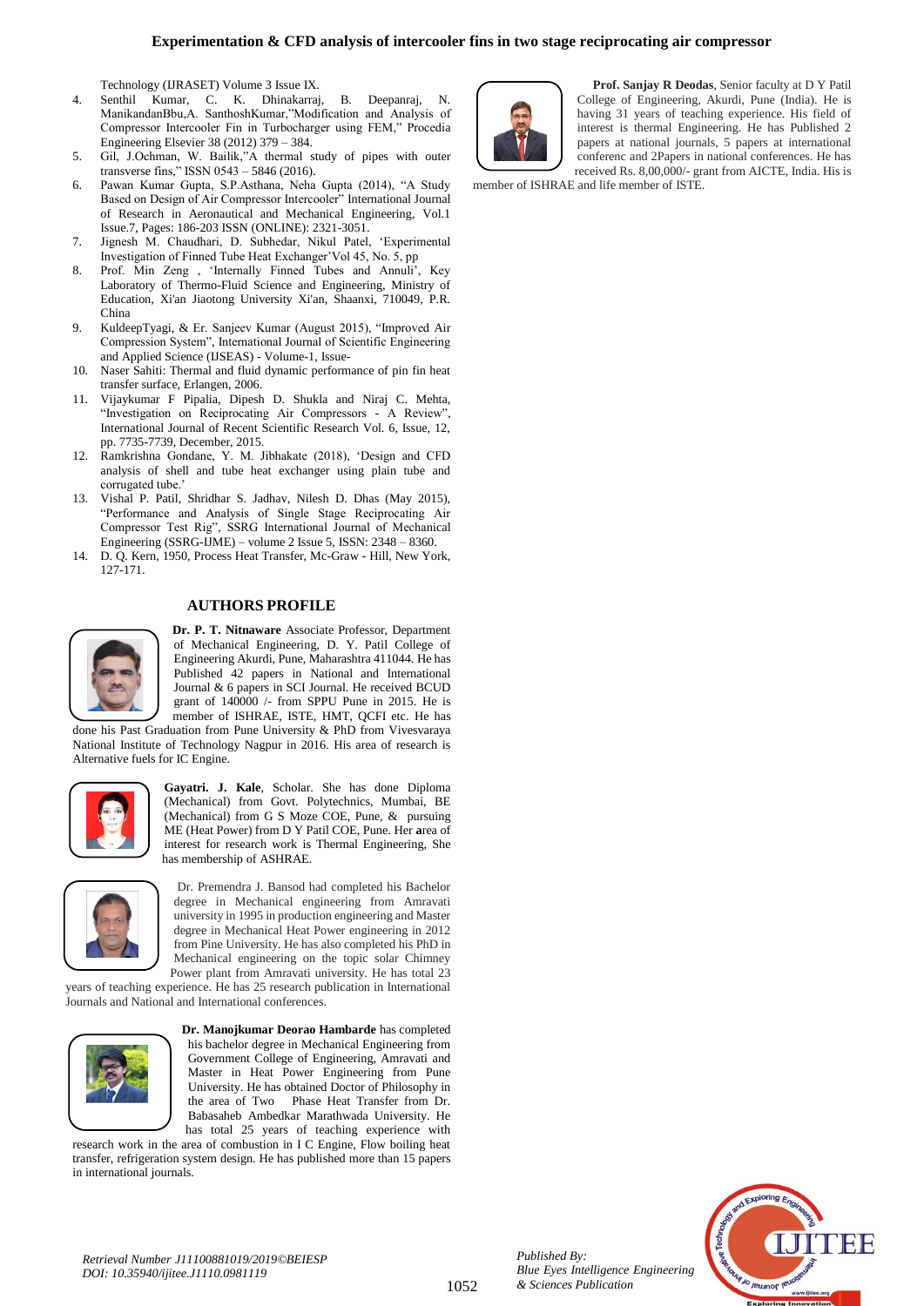Technology (IJRASET) Volume 3 Issue IX.

4. Senthil Kumar, C. K. Dhinakarraj, B. Deepanraj, N. ManikandanBbu,A. SanthoshKumar,"Modification and Analysis of Compressor Intercooler Fin in Turbocharger using FEM," Procedia Engineering Elsevier 38 (2012) 379 – 384.
5. Gil, J.Ochman, W. Bailik,"A thermal study of pipes with outer transverse fins," ISSN 0543 – 5846 (2016).
6. Pawan Kumar Gupta, S.P.Asthana, Neha Gupta (2014), "A Study Based on Design of Air Compressor Intercooler" International Journal of Research in Aeronautical and Mechanical Engineering, Vol.1 Issue.7, Pages: 186-203 ISSN (ONLINE): 2321-3051.
7. Jignesh M. Chaudhari, D. Subhedar, Nikul Patel, 'Experimental Investigation of Finned Tube Heat Exchanger'Vol 45, No. 5, pp
8. Prof. Min Zeng , 'Internally Finned Tubes and Annuli', Key Laboratory of Thermo-Fluid Science and Engineering, Ministry of Education, Xi'an Jiaotong University Xi'an, Shaanxi, 710049, P.R. China
9. KuldeepTyagi, & Er. Sanjeev Kumar (August 2015), "Improved Air Compression System", International Journal of Scientific Engineering and Applied Science (IJSEAS) - Volume-1, Issue-
10. Naser Sahiti: Thermal and fluid dynamic performance of pin fin heat transfer surface, Erlangen, 2006.
11. Vijaykumar F Pipalia, Dipesh D. Shukla and Niraj C. Mehta, "Investigation on Reciprocating Air Compressors - A Review", International Journal of Recent Scientific Research Vol. 6, Issue, 12, pp. 7735-7739, December, 2015.
12. Ramkrishna Gondane, Y. M. Jibhakate (2018), 'Design and CFD analysis of shell and tube heat exchanger using plain tube and corrugated tube.'
13. Vishal P. Patil, Shridhar S. Jadhav, Nilesh D. Dhas (May 2015), "Performance and Analysis of Single Stage Reciprocating Air Compressor Test Rig", SSRG International Journal of Mechanical Engineering (SSRG-IJME) – volume 2 Issue 5, ISSN: 2348 – 8360.
14. D. Q. Kern, 1950, Process Heat Transfer, Mc-Graw - Hill, New York, 127-171.

## AUTHORS PROFILE

**Dr. P. T. Nitnaware** Associate Professor, Department of Mechanical Engineering, D. Y. Patil College of Engineering Akurdi, Pune, Maharashtra 411044. He has Published 42 papers in National and International Journal & 6 papers in SCI Journal. He received BCUD grant of 140000 /- from SPPU Pune in 2015. He is member of ISHRAE, ISTE, HMT, QCFI etc. He has done his Past Graduation from Pune University & PhD from Vivesvaraya National Institute of Technology Nagpur in 2016. His area of research is Alternative fuels for IC Engine.

**Gayatri. J. Kale**, Scholar. She has done Diploma (Mechanical) from Govt. Polytechnics, Mumbai, BE (Mechanical) from G S Moze COE, Pune, & pursuing ME (Heat Power) from D Y Patil COE, Pune. Her area of interest for research work is Thermal Engineering, She has membership of ASHRAE.

Dr. Premendra J. Bansod had completed his Bachelor degree in Mechanical engineering from Amravati university in 1995 in production engineering and Master degree in Mechanical Heat Power engineering in 2012 from Pine University. He has also completed his PhD in Mechanical engineering on the topic solar Chimney Power plant from Amravati university. He has total 23 years of teaching experience. He has 25 research publication in International Journals and National and International conferences.

**Dr. Manojkumar Deorao Hambarde** has completed his bachelor degree in Mechanical Engineering from Government College of Engineering, Amravati and Master in Heat Power Engineering from Pune University. He has obtained Doctor of Philosophy in the area of Two Phase Heat Transfer from Dr. Babasaheb Ambedkar Marathwada University. He has total 25 years of teaching experience with research work in the area of combustion in I C Engine, Flow boiling heat transfer, refrigeration system design. He has published more than 15 papers in international journals.

**Prof. Sanjay R Deodas**, Senior faculty at D Y Patil College of Engineering, Akurdi, Pune (India). He is having 31 years of teaching experience. His field of interest is thermal Engineering. He has Published 2 papers at national journals, 5 papers at international conferenc and 2Papers in national conferences. He has received Rs. 8,00,000/- grant from AICTE, India. His is member of ISHRAE and life member of ISTE.